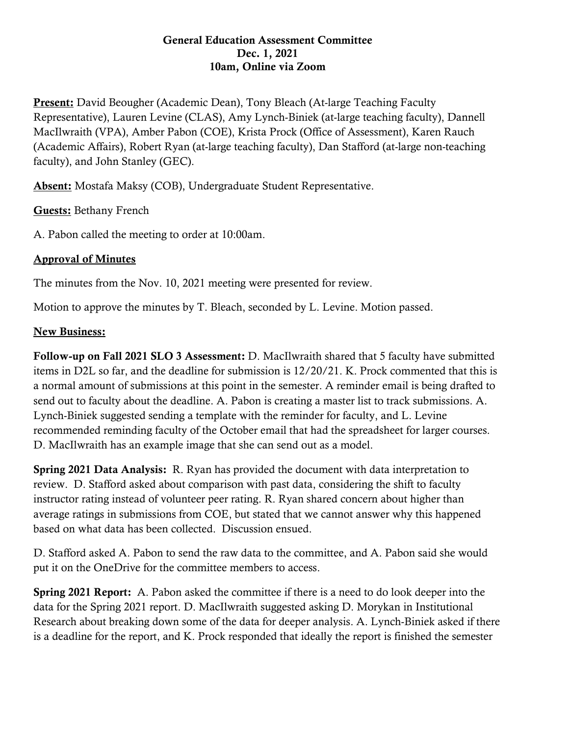**General Education Assessment Committee**
**Dec. 1, 2021**
**10am, Online via Zoom**

**Present:** David Beougher (Academic Dean), Tony Bleach (At-large Teaching Faculty Representative), Lauren Levine (CLAS), Amy Lynch-Biniek (at-large teaching faculty), Dannell MacIlwraith (VPA), Amber Pabon (COE), Krista Prock (Office of Assessment), Karen Rauch (Academic Affairs), Robert Ryan (at-large teaching faculty), Dan Stafford (at-large non-teaching faculty), and John Stanley (GEC).

**Absent:** Mostafa Maksy (COB), Undergraduate Student Representative.

**Guests:** Bethany French

A. Pabon called the meeting to order at 10:00am.

**Approval of Minutes**

The minutes from the Nov. 10, 2021 meeting were presented for review.

Motion to approve the minutes by T. Bleach, seconded by L. Levine. Motion passed.

**New Business:**

**Follow-up on Fall 2021 SLO 3 Assessment:** D. MacIlwraith shared that 5 faculty have submitted items in D2L so far, and the deadline for submission is 12/20/21. K. Prock commented that this is a normal amount of submissions at this point in the semester. A reminder email is being drafted to send out to faculty about the deadline. A. Pabon is creating a master list to track submissions. A. Lynch-Biniek suggested sending a template with the reminder for faculty, and L. Levine recommended reminding faculty of the October email that had the spreadsheet for larger courses. D. MacIlwraith has an example image that she can send out as a model.

**Spring 2021 Data Analysis:** R. Ryan has provided the document with data interpretation to review. D. Stafford asked about comparison with past data, considering the shift to faculty instructor rating instead of volunteer peer rating. R. Ryan shared concern about higher than average ratings in submissions from COE, but stated that we cannot answer why this happened based on what data has been collected. Discussion ensued.

D. Stafford asked A. Pabon to send the raw data to the committee, and A. Pabon said she would put it on the OneDrive for the committee members to access.

**Spring 2021 Report:** A. Pabon asked the committee if there is a need to do look deeper into the data for the Spring 2021 report. D. MacIlwraith suggested asking D. Morykan in Institutional Research about breaking down some of the data for deeper analysis. A. Lynch-Biniek asked if there is a deadline for the report, and K. Prock responded that ideally the report is finished the semester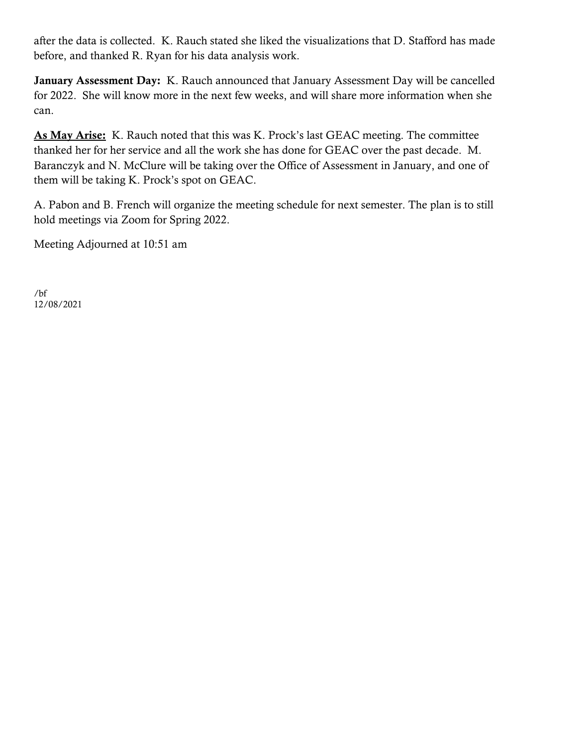after the data is collected. K. Rauch stated she liked the visualizations that D. Stafford has made before, and thanked R. Ryan for his data analysis work.

**January Assessment Day:** K. Rauch announced that January Assessment Day will be cancelled for 2022. She will know more in the next few weeks, and will share more information when she can.

**As May Arise:** K. Rauch noted that this was K. Prock's last GEAC meeting. The committee thanked her for her service and all the work she has done for GEAC over the past decade. M. Baranczyk and N. McClure will be taking over the Office of Assessment in January, and one of them will be taking K. Prock's spot on GEAC.

A. Pabon and B. French will organize the meeting schedule for next semester. The plan is to still hold meetings via Zoom for Spring 2022.

Meeting Adjourned at 10:51 am

/bf
12/08/2021